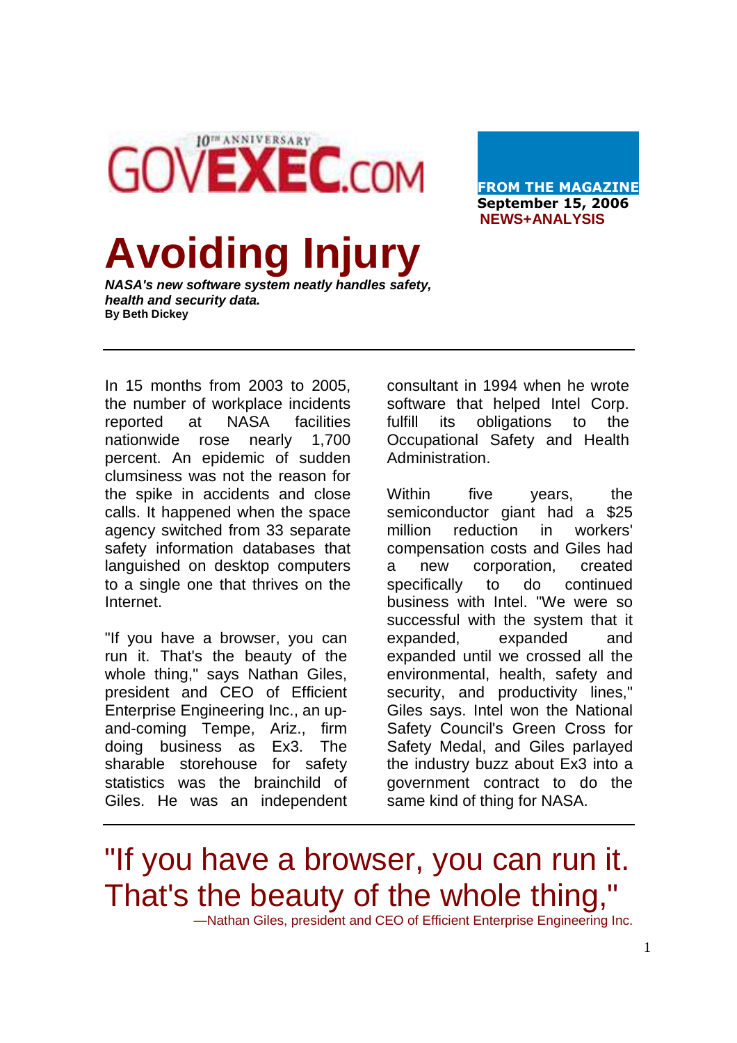GOVEXEC.COM 10th ANNIVERSARY

**FROM THE MAGAZINE**
**September 15, 2006**
**NEWS+ANALYSIS**

# Avoiding Injury

***NASA's new software system neatly handles safety, health and security data.***
**By Beth Dickey**

---

In 15 months from 2003 to 2005, the number of workplace incidents reported at NASA facilities nationwide rose nearly 1,700 percent. An epidemic of sudden clumsiness was not the reason for the spike in accidents and close calls. It happened when the space agency switched from 33 separate safety information databases that languished on desktop computers to a single one that thrives on the Internet.

"If you have a browser, you can run it. That's the beauty of the whole thing," says Nathan Giles, president and CEO of Efficient Enterprise Engineering Inc., an up-and-coming Tempe, Ariz., firm doing business as Ex3. The sharable storehouse for safety statistics was the brainchild of Giles. He was an independent consultant in 1994 when he wrote software that helped Intel Corp. fulfill its obligations to the Occupational Safety and Health Administration.

Within five years, the semiconductor giant had a $25 million reduction in workers' compensation costs and Giles had a new corporation, created specifically to do continued business with Intel. "We were so successful with the system that it expanded, expanded and expanded until we crossed all the environmental, health, safety and security, and productivity lines," Giles says. Intel won the National Safety Council's Green Cross for Safety Medal, and Giles parlayed the industry buzz about Ex3 into a government contract to do the same kind of thing for NASA.

---

"If you have a browser, you can run it. That's the beauty of the whole thing,"
—Nathan Giles, president and CEO of Efficient Enterprise Engineering Inc.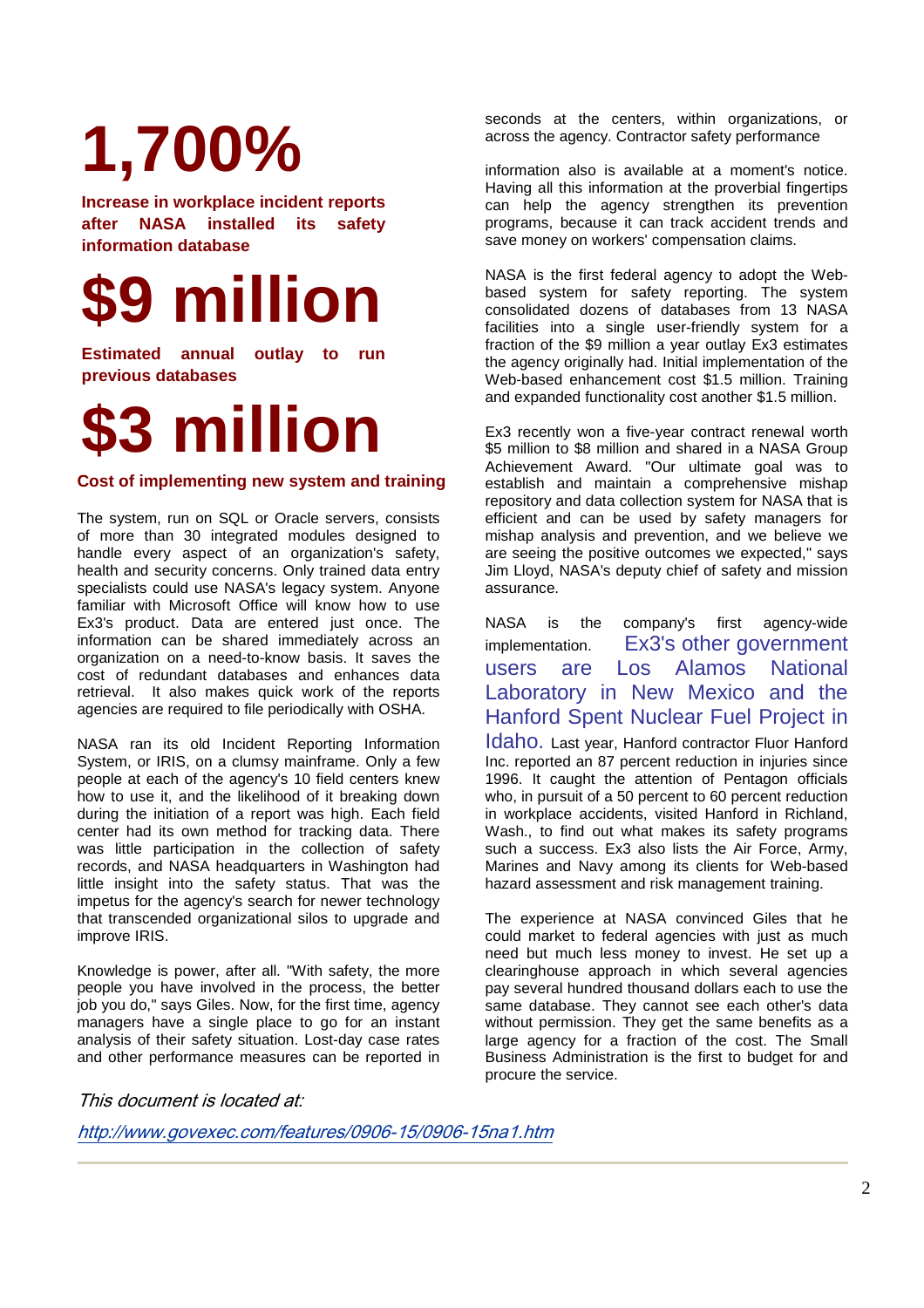# 1,700%

**Increase in workplace incident reports after NASA installed its safety information database**

# $9 million

**Estimated annual outlay to run previous databases**

# $3 million

**Cost of implementing new system and training**

The system, run on SQL or Oracle servers, consists of more than 30 integrated modules designed to handle every aspect of an organization's safety, health and security concerns. Only trained data entry specialists could use NASA's legacy system. Anyone familiar with Microsoft Office will know how to use Ex3's product. Data are entered just once. The information can be shared immediately across an organization on a need-to-know basis. It saves the cost of redundant databases and enhances data retrieval. It also makes quick work of the reports agencies are required to file periodically with OSHA.

NASA ran its old Incident Reporting Information System, or IRIS, on a clumsy mainframe. Only a few people at each of the agency's 10 field centers knew how to use it, and the likelihood of it breaking down during the initiation of a report was high. Each field center had its own method for tracking data. There was little participation in the collection of safety records, and NASA headquarters in Washington had little insight into the safety status. That was the impetus for the agency's search for newer technology that transcended organizational silos to upgrade and improve IRIS.

Knowledge is power, after all. "With safety, the more people you have involved in the process, the better job you do," says Giles. Now, for the first time, agency managers have a single place to go for an instant analysis of their safety situation. Lost-day case rates and other performance measures can be reported in seconds at the centers, within organizations, or across the agency. Contractor safety performance

information also is available at a moment's notice. Having all this information at the proverbial fingertips can help the agency strengthen its prevention programs, because it can track accident trends and save money on workers' compensation claims.

NASA is the first federal agency to adopt the Web-based system for safety reporting. The system consolidated dozens of databases from 13 NASA facilities into a single user-friendly system for a fraction of the $9 million a year outlay Ex3 estimates the agency originally had. Initial implementation of the Web-based enhancement cost $1.5 million. Training and expanded functionality cost another $1.5 million.

Ex3 recently won a five-year contract renewal worth $5 million to $8 million and shared in a NASA Group Achievement Award. "Our ultimate goal was to establish and maintain a comprehensive mishap repository and data collection system for NASA that is efficient and can be used by safety managers for mishap analysis and prevention, and we believe we are seeing the positive outcomes we expected," says Jim Lloyd, NASA's deputy chief of safety and mission assurance.

NASA is the company's first agency-wide implementation. Ex3's other government users are Los Alamos National Laboratory in New Mexico and the Hanford Spent Nuclear Fuel Project in Idaho. Last year, Hanford contractor Fluor Hanford Inc. reported an 87 percent reduction in injuries since 1996. It caught the attention of Pentagon officials who, in pursuit of a 50 percent to 60 percent reduction in workplace accidents, visited Hanford in Richland, Wash., to find out what makes its safety programs such a success. Ex3 also lists the Air Force, Army, Marines and Navy among its clients for Web-based hazard assessment and risk management training.

The experience at NASA convinced Giles that he could market to federal agencies with just as much need but much less money to invest. He set up a clearinghouse approach in which several agencies pay several hundred thousand dollars each to use the same database. They cannot see each other's data without permission. They get the same benefits as a large agency for a fraction of the cost. The Small Business Administration is the first to budget for and procure the service.

*This document is located at:*

*http://www.govexec.com/features/0906-15/0906-15na1.htm*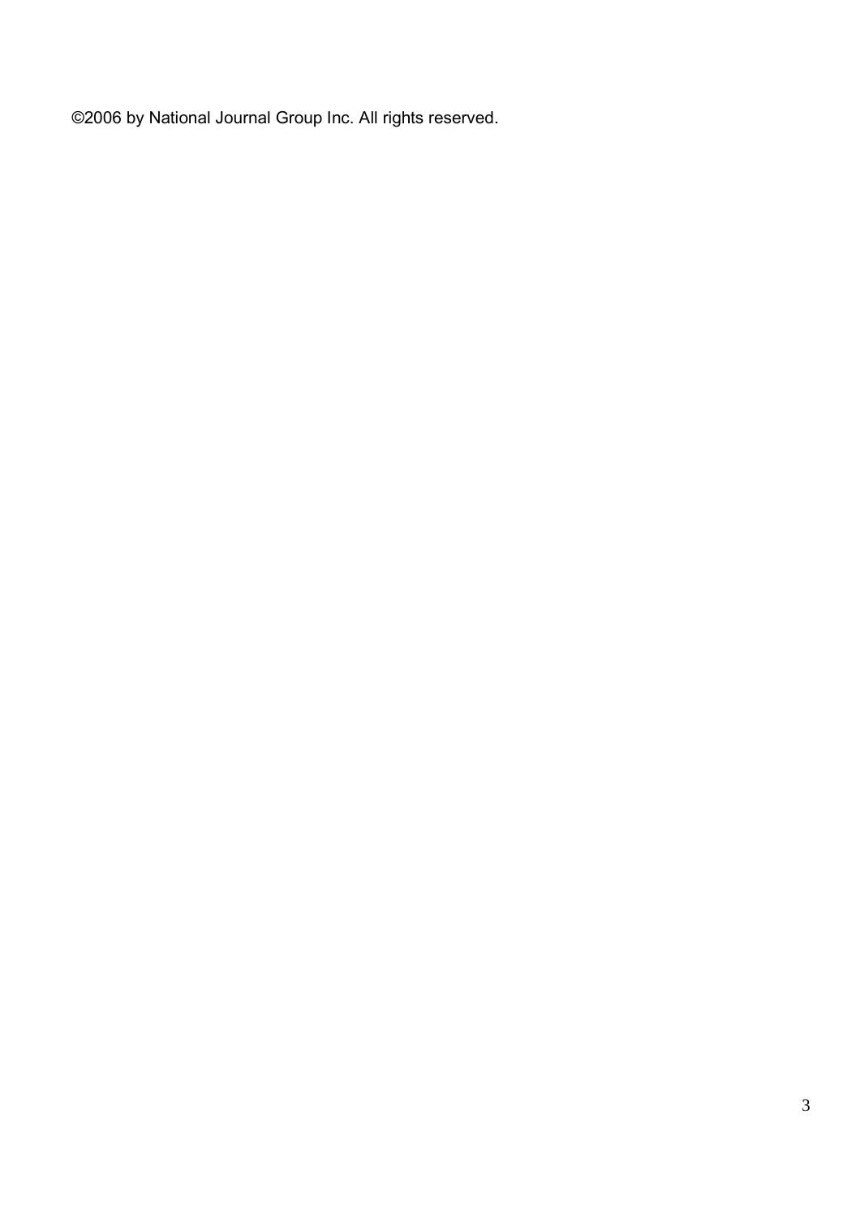©2006 by National Journal Group Inc. All rights reserved.